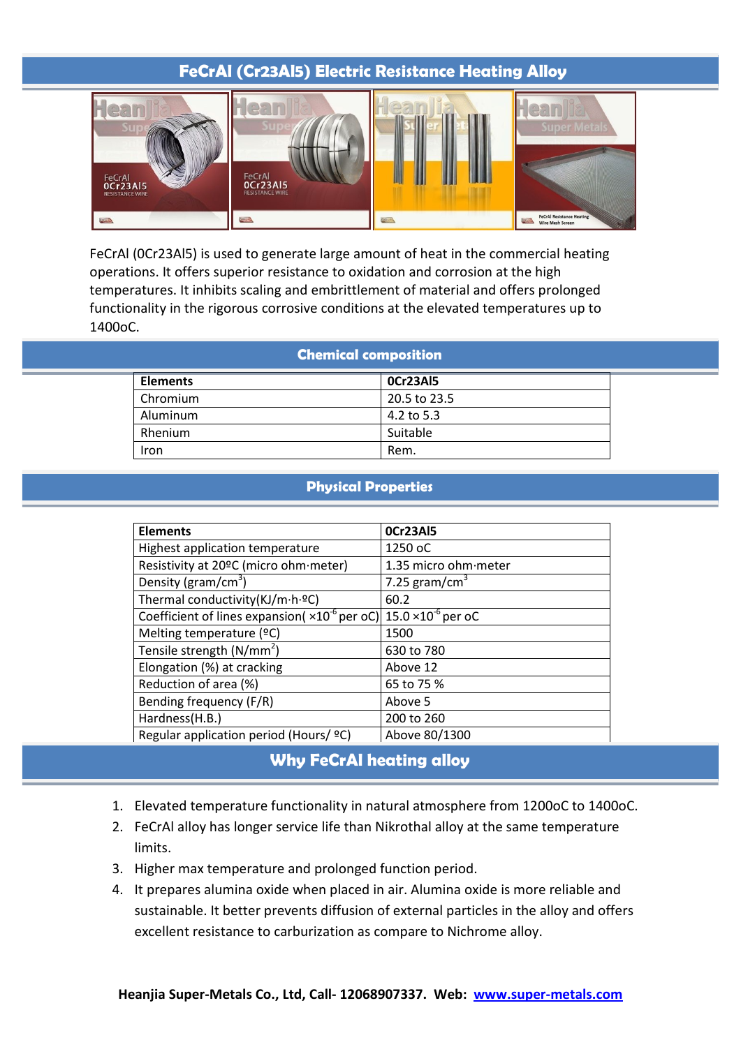# FeCrAl (Cr23Al5) Electric Resistance Heating Alloy

FeCrAl (0Cr23Al5) is used to generate large amount of heat in the commercial heating operations. It offers superior resistance to oxidation and corrosion at the high temperatures. It inhibits scaling and embrittlement of material and offers prolonged functionality in the rigorous corrosive conditions at the elevated temperatures up to 1400oC.

## Chemical composition

| Elements | 0Cr23Al5 |
|---|---|
| Chromium | 20.5 to 23.5 |
| Aluminum | 4.2 to 5.3 |
| Rhenium | Suitable |
| Iron | Rem. |

## Physical Properties

| Elements | 0Cr23Al5 |
|---|---|
| Highest application temperature | 1250 oC |
| Resistivity at 20ºC (micro ohm·meter) | 1.35 micro ohm·meter |
| Density (gram/cm$^3$) | 7.25 gram/cm$^3$ |
| Thermal conductivity(KJ/m·h·ºC) | 60.2 |
| Coefficient of lines expansion( $\times 10^{-6}$ per oC) | 15.0 $\times 10^{-6}$ per oC |
| Melting temperature (ºC) | 1500 |
| Tensile strength (N/mm$^2$) | 630 to 780 |
| Elongation (%) at cracking | Above 12 |
| Reduction of area (%) | 65 to 75 % |
| Bending frequency (F/R) | Above 5 |
| Hardness(H.B.) | 200 to 260 |
| Regular application period (Hours/ ºC) | Above 80/1300 |

## Why FeCrAl heating alloy

1. Elevated temperature functionality in natural atmosphere from 1200oC to 1400oC.
2. FeCrAl alloy has longer service life than Nikrothal alloy at the same temperature limits.
3. Higher max temperature and prolonged function period.
4. It prepares alumina oxide when placed in air. Alumina oxide is more reliable and sustainable. It better prevents diffusion of external particles in the alloy and offers excellent resistance to carburization as compare to Nichrome alloy.

**Heanjia Super-Metals Co., Ltd, Call- 12068907337. Web: www.super-metals.com**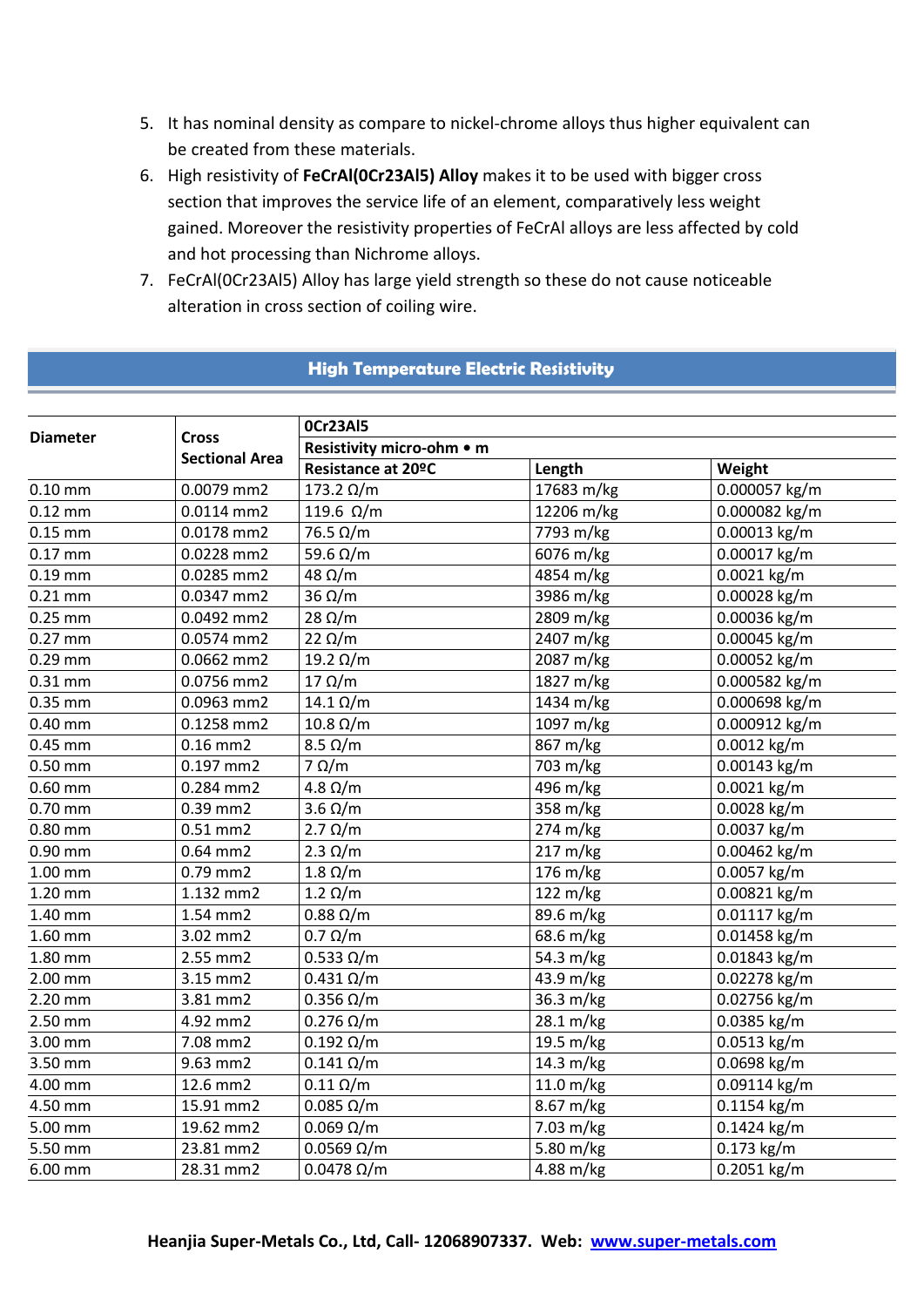5. It has nominal density as compare to nickel-chrome alloys thus higher equivalent can be created from these materials.
6. High resistivity of **FeCrAl(0Cr23Al5) Alloy** makes it to be used with bigger cross section that improves the service life of an element, comparatively less weight gained. Moreover the resistivity properties of FeCrAl alloys are less affected by cold and hot processing than Nichrome alloys.
7. FeCrAl(0Cr23Al5) Alloy has large yield strength so these do not cause noticeable alteration in cross section of coiling wire.

## High Temperature Electric Resistivity

| **Diameter** | **Cross Sectional Area** | **0Cr23Al5** | | |
|---|---|---|---|---|
| | | **Resistivity micro-ohm • m** | | |
| | | **Resistance at 20ºC** | **Length** | **Weight** |
| 0.10 mm | 0.0079 mm2 | 173.2 Ω/m | 17683 m/kg | 0.000057 kg/m |
| 0.12 mm | 0.0114 mm2 | 119.6 Ω/m | 12206 m/kg | 0.000082 kg/m |
| 0.15 mm | 0.0178 mm2 | 76.5 Ω/m | 7793 m/kg | 0.00013 kg/m |
| 0.17 mm | 0.0228 mm2 | 59.6 Ω/m | 6076 m/kg | 0.00017 kg/m |
| 0.19 mm | 0.0285 mm2 | 48 Ω/m | 4854 m/kg | 0.0021 kg/m |
| 0.21 mm | 0.0347 mm2 | 36 Ω/m | 3986 m/kg | 0.00028 kg/m |
| 0.25 mm | 0.0492 mm2 | 28 Ω/m | 2809 m/kg | 0.00036 kg/m |
| 0.27 mm | 0.0574 mm2 | 22 Ω/m | 2407 m/kg | 0.00045 kg/m |
| 0.29 mm | 0.0662 mm2 | 19.2 Ω/m | 2087 m/kg | 0.00052 kg/m |
| 0.31 mm | 0.0756 mm2 | 17 Ω/m | 1827 m/kg | 0.000582 kg/m |
| 0.35 mm | 0.0963 mm2 | 14.1 Ω/m | 1434 m/kg | 0.000698 kg/m |
| 0.40 mm | 0.1258 mm2 | 10.8 Ω/m | 1097 m/kg | 0.000912 kg/m |
| 0.45 mm | 0.16 mm2 | 8.5 Ω/m | 867 m/kg | 0.0012 kg/m |
| 0.50 mm | 0.197 mm2 | 7 Ω/m | 703 m/kg | 0.00143 kg/m |
| 0.60 mm | 0.284 mm2 | 4.8 Ω/m | 496 m/kg | 0.0021 kg/m |
| 0.70 mm | 0.39 mm2 | 3.6 Ω/m | 358 m/kg | 0.0028 kg/m |
| 0.80 mm | 0.51 mm2 | 2.7 Ω/m | 274 m/kg | 0.0037 kg/m |
| 0.90 mm | 0.64 mm2 | 2.3 Ω/m | 217 m/kg | 0.00462 kg/m |
| 1.00 mm | 0.79 mm2 | 1.8 Ω/m | 176 m/kg | 0.0057 kg/m |
| 1.20 mm | 1.132 mm2 | 1.2 Ω/m | 122 m/kg | 0.00821 kg/m |
| 1.40 mm | 1.54 mm2 | 0.88 Ω/m | 89.6 m/kg | 0.01117 kg/m |
| 1.60 mm | 3.02 mm2 | 0.7 Ω/m | 68.6 m/kg | 0.01458 kg/m |
| 1.80 mm | 2.55 mm2 | 0.533 Ω/m | 54.3 m/kg | 0.01843 kg/m |
| 2.00 mm | 3.15 mm2 | 0.431 Ω/m | 43.9 m/kg | 0.02278 kg/m |
| 2.20 mm | 3.81 mm2 | 0.356 Ω/m | 36.3 m/kg | 0.02756 kg/m |
| 2.50 mm | 4.92 mm2 | 0.276 Ω/m | 28.1 m/kg | 0.0385 kg/m |
| 3.00 mm | 7.08 mm2 | 0.192 Ω/m | 19.5 m/kg | 0.0513 kg/m |
| 3.50 mm | 9.63 mm2 | 0.141 Ω/m | 14.3 m/kg | 0.0698 kg/m |
| 4.00 mm | 12.6 mm2 | 0.11 Ω/m | 11.0 m/kg | 0.09114 kg/m |
| 4.50 mm | 15.91 mm2 | 0.085 Ω/m | 8.67 m/kg | 0.1154 kg/m |
| 5.00 mm | 19.62 mm2 | 0.069 Ω/m | 7.03 m/kg | 0.1424 kg/m |
| 5.50 mm | 23.81 mm2 | 0.0569 Ω/m | 5.80 m/kg | 0.173 kg/m |
| 6.00 mm | 28.31 mm2 | 0.0478 Ω/m | 4.88 m/kg | 0.2051 kg/m |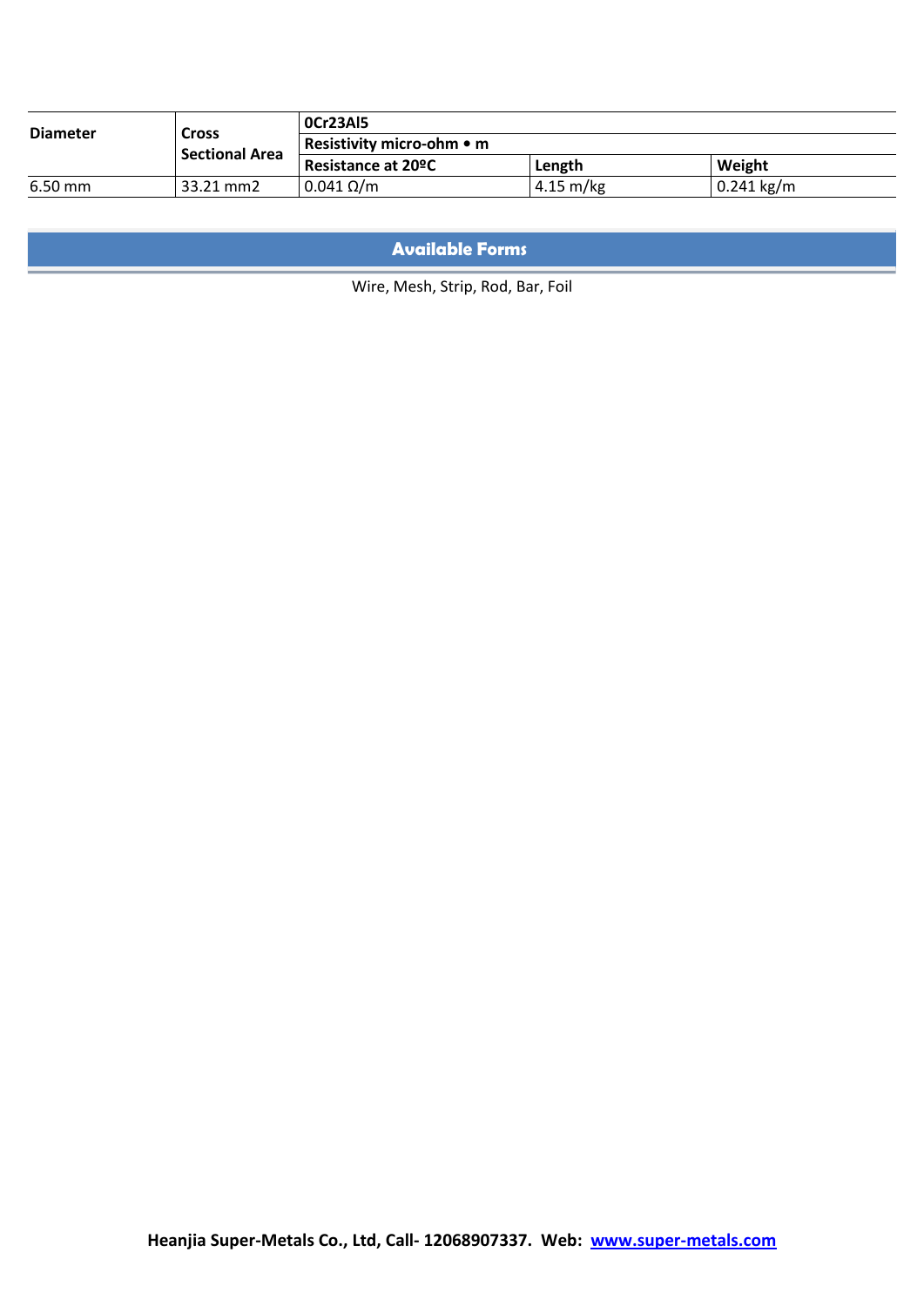| Diameter | Cross Sectional Area | 0Cr23Al5 | | |
|---|---|---|---|---|
| | | Resistivity micro-ohm • m | | |
| | | Resistance at 20ºC | Length | Weight |
| 6.50 mm | 33.21 mm2 | 0.041 Ω/m | 4.15 m/kg | 0.241 kg/m |

## Available Forms

Wire, Mesh, Strip, Rod, Bar, Foil

**Heanjia Super-Metals Co., Ltd, Call- 12068907337. Web: www.super-metals.com**